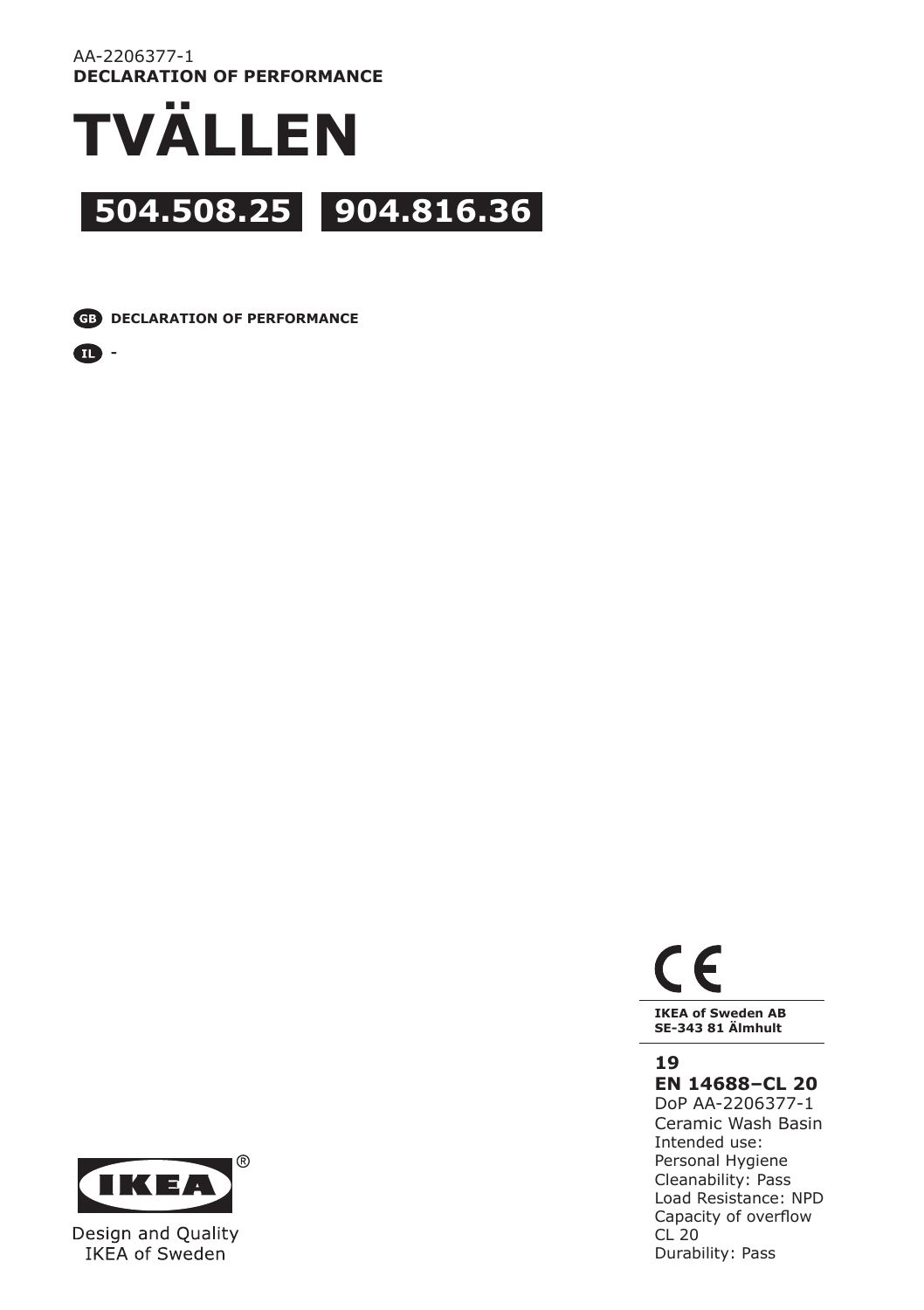AA-2206377-1
**DECLARATION OF PERFORMANCE**

# TVÄLLEN

## 504.508.25 904.816.36

GB **DECLARATION OF PERFORMANCE**

IL -

CE

**IKEA of Sweden AB**
**SE-343 81 Älmhult**

**19**
**EN 14688–CL 20**
DoP AA-2206377-1
Ceramic Wash Basin
Intended use:
Personal Hygiene
Cleanability: Pass
Load Resistance: NPD
Capacity of overflow
CL 20
Durability: Pass

IKEA®
Design and Quality
IKEA of Sweden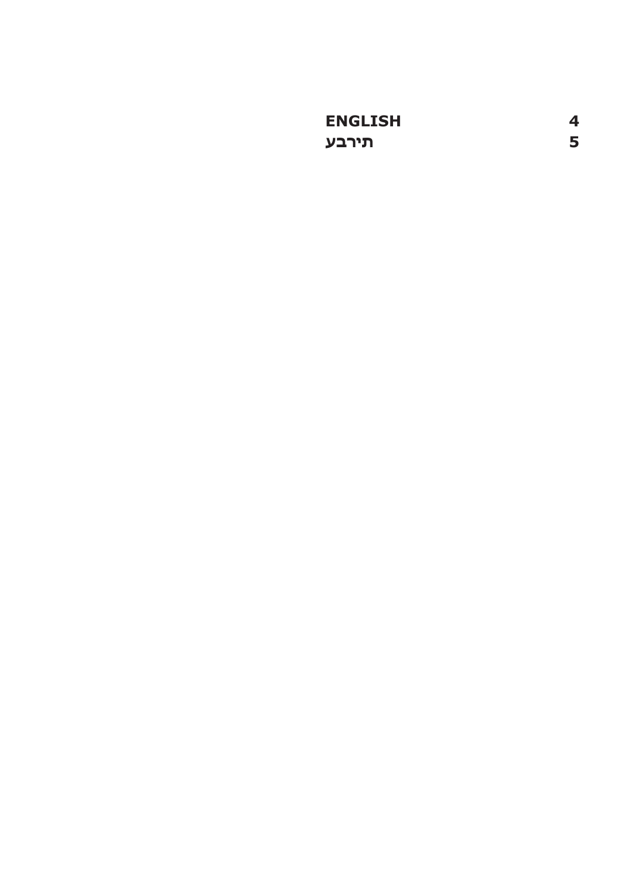| | |
|---|---|
| **ENGLISH** | **4** |
| **עברית** | **5** |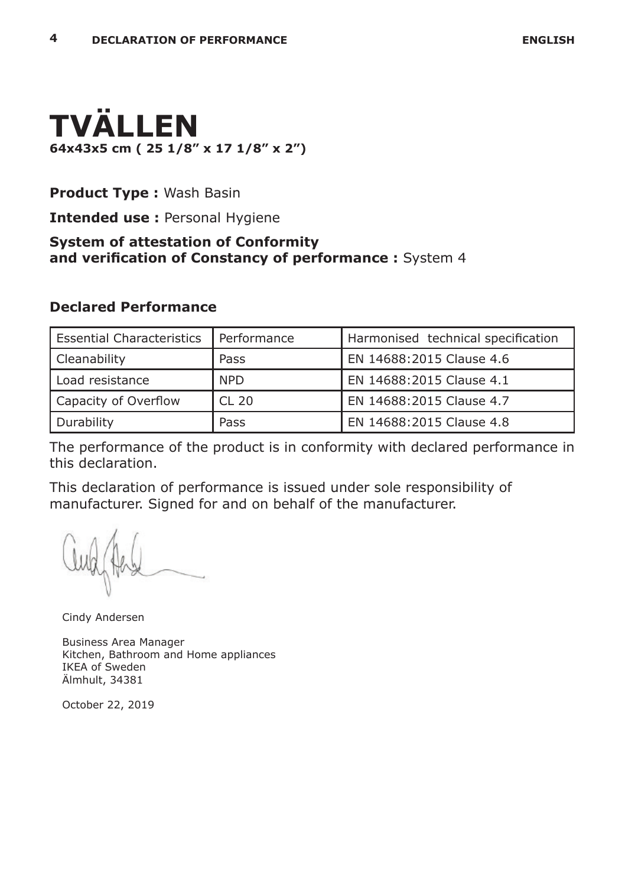# TVÄLLEN

**64x43x5 cm ( 25 1/8" x 17 1/8" x 2")**

**Product Type :** Wash Basin

**Intended use :** Personal Hygiene

**System of attestation of Conformity and verification of Constancy of performance :** System 4

## Declared Performance

| Essential Characteristics | Performance | Harmonised technical specification |
|---|---|---|
| Cleanability | Pass | EN 14688:2015 Clause 4.6 |
| Load resistance | NPD | EN 14688:2015 Clause 4.1 |
| Capacity of Overflow | CL 20 | EN 14688:2015 Clause 4.7 |
| Durability | Pass | EN 14688:2015 Clause 4.8 |

The performance of the product is in conformity with declared performance in this declaration.

This declaration of performance is issued under sole responsibility of manufacturer. Signed for and on behalf of the manufacturer.

Cindy Andersen

Business Area Manager
Kitchen, Bathroom and Home appliances
IKEA of Sweden
Älmhult, 34381

October 22, 2019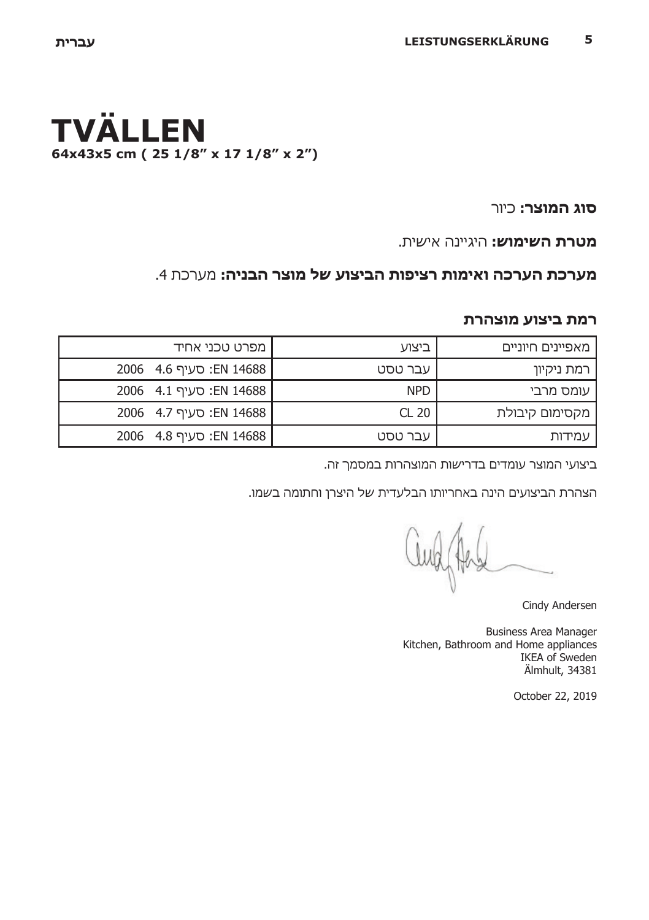# TVÄLLEN

**64x43x5 cm ( 25 1/8” x 17 1/8” x 2”)**

**סוג המוצר:** כיור

**מטרת השימוש:** היגיינה אישית.

**מערכת הערכה ואימות רציפות הביצוע של מוצר הבניה:** מערכת 4.

## רמת ביצוע מוצהרת

| מאפיינים חיוניים | ביצוע | מפרט טכני אחיד |
|---|---|---|
| רמת ניקיון | עבר טסט | EN 14688: סעיף 4.6 2006 |
| עומס מרבי | NPD | EN 14688: סעיף 4.1 2006 |
| מקסימום קיבולת | CL 20 | EN 14688: סעיף 4.7 2006 |
| עמידות | עבר טסט | EN 14688: סעיף 4.8 2006 |

ביצועי המוצר עומדים בדרישות המוצהרות במסמך זה.

הצהרת הביצועים הינה באחריותו הבלעדית של היצרן וחתומה בשמו.

Cindy Andersen

Business Area Manager
Kitchen, Bathroom and Home appliances
IKEA of Sweden
Älmhult, 34381

October 22, 2019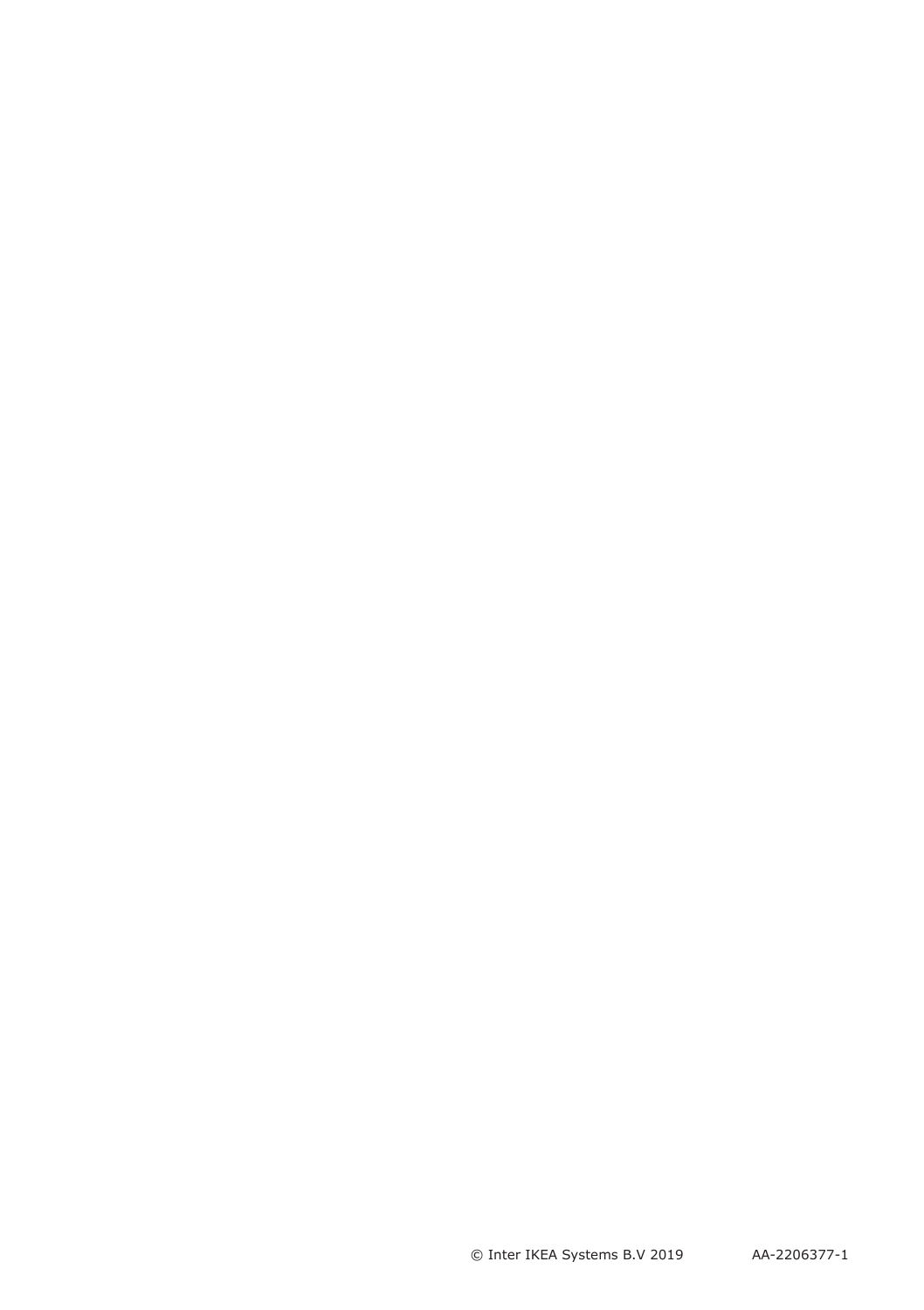© Inter IKEA Systems B.V 2019 AA-2206377-1